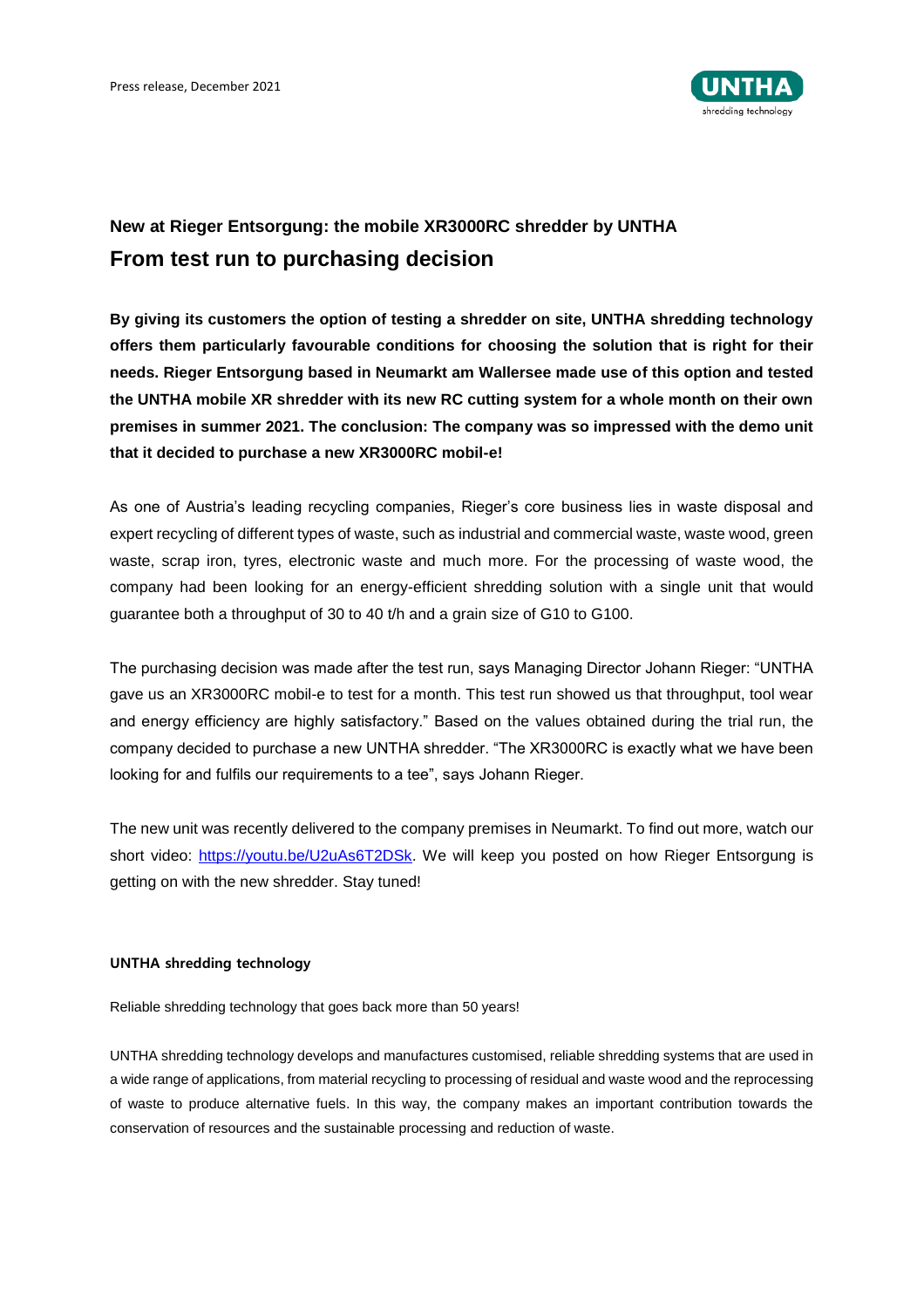Press release, December 2021

## New at Rieger Entsorgung: the mobile XR3000RC shredder by UNTHA

# From test run to purchasing decision

**By giving its customers the option of testing a shredder on site, UNTHA shredding technology offers them particularly favourable conditions for choosing the solution that is right for their needs. Rieger Entsorgung based in Neumarkt am Wallersee made use of this option and tested the UNTHA mobile XR shredder with its new RC cutting system for a whole month on their own premises in summer 2021. The conclusion: The company was so impressed with the demo unit that it decided to purchase a new XR3000RC mobil-e!**

As one of Austria's leading recycling companies, Rieger's core business lies in waste disposal and expert recycling of different types of waste, such as industrial and commercial waste, waste wood, green waste, scrap iron, tyres, electronic waste and much more. For the processing of waste wood, the company had been looking for an energy-efficient shredding solution with a single unit that would guarantee both a throughput of 30 to 40 t/h and a grain size of G10 to G100.

The purchasing decision was made after the test run, says Managing Director Johann Rieger: "UNTHA gave us an XR3000RC mobil-e to test for a month. This test run showed us that throughput, tool wear and energy efficiency are highly satisfactory." Based on the values obtained during the trial run, the company decided to purchase a new UNTHA shredder. "The XR3000RC is exactly what we have been looking for and fulfils our requirements to a tee", says Johann Rieger.

The new unit was recently delivered to the company premises in Neumarkt. To find out more, watch our short video: https://youtu.be/U2uAs6T2DSk. We will keep you posted on how Rieger Entsorgung is getting on with the new shredder. Stay tuned!

**UNTHA shredding technology**

Reliable shredding technology that goes back more than 50 years!

UNTHA shredding technology develops and manufactures customised, reliable shredding systems that are used in a wide range of applications, from material recycling to processing of residual and waste wood and the reprocessing of waste to produce alternative fuels. In this way, the company makes an important contribution towards the conservation of resources and the sustainable processing and reduction of waste.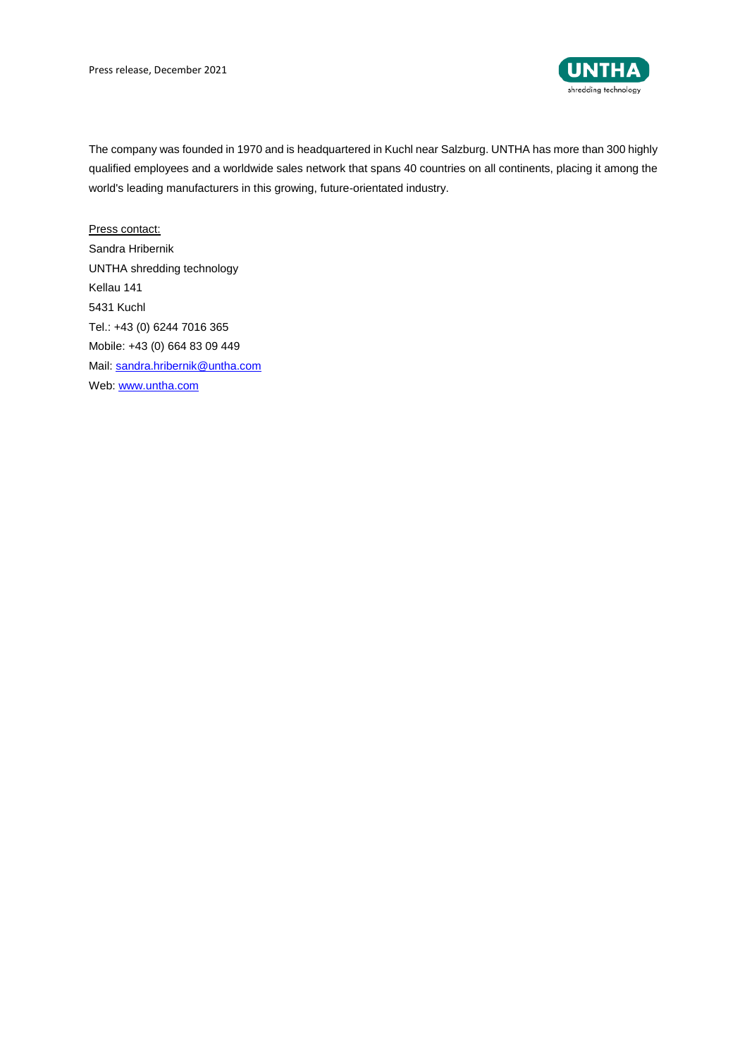The company was founded in 1970 and is headquartered in Kuchl near Salzburg. UNTHA has more than 300 highly qualified employees and a worldwide sales network that spans 40 countries on all continents, placing it among the world's leading manufacturers in this growing, future-orientated industry.

Press contact:
Sandra Hribernik
UNTHA shredding technology
Kellau 141
5431 Kuchl
Tel.: +43 (0) 6244 7016 365
Mobile: +43 (0) 664 83 09 449
Mail: sandra.hribernik@untha.com
Web: www.untha.com